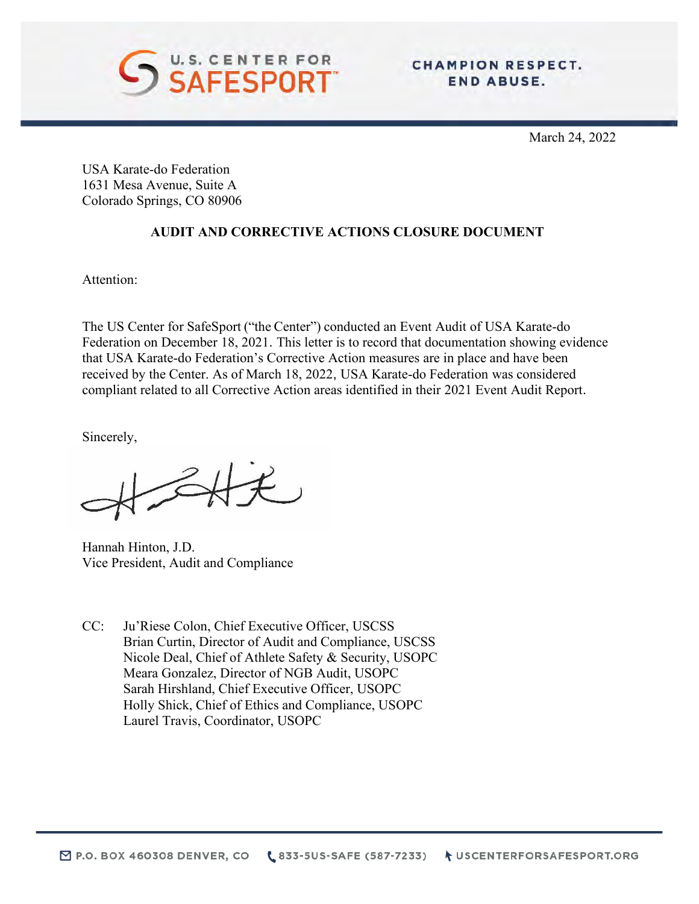U.S. CENTER FOR SAFESPORT™

CHAMPION RESPECT. END ABUSE.

March 24, 2022

USA Karate-do Federation
1631 Mesa Avenue, Suite A
Colorado Springs, CO 80906

**AUDIT AND CORRECTIVE ACTIONS CLOSURE DOCUMENT**

Attention:

The US Center for SafeSport ("the Center") conducted an Event Audit of USA Karate-do Federation on December 18, 2021. This letter is to record that documentation showing evidence that USA Karate-do Federation's Corrective Action measures are in place and have been received by the Center. As of March 18, 2022, USA Karate-do Federation was considered compliant related to all Corrective Action areas identified in their 2021 Event Audit Report.

Sincerely,

Hannah Hinton, J.D.
Vice President, Audit and Compliance

CC: Ju'Riese Colon, Chief Executive Officer, USCSS
Brian Curtin, Director of Audit and Compliance, USCSS
Nicole Deal, Chief of Athlete Safety & Security, USOPC
Meara Gonzalez, Director of NGB Audit, USOPC
Sarah Hirshland, Chief Executive Officer, USOPC
Holly Shick, Chief of Ethics and Compliance, USOPC
Laurel Travis, Coordinator, USOPC

P.O. BOX 460308 DENVER, CO | 833-5US-SAFE (587-7233) | USCENTERFORSAFESPORT.ORG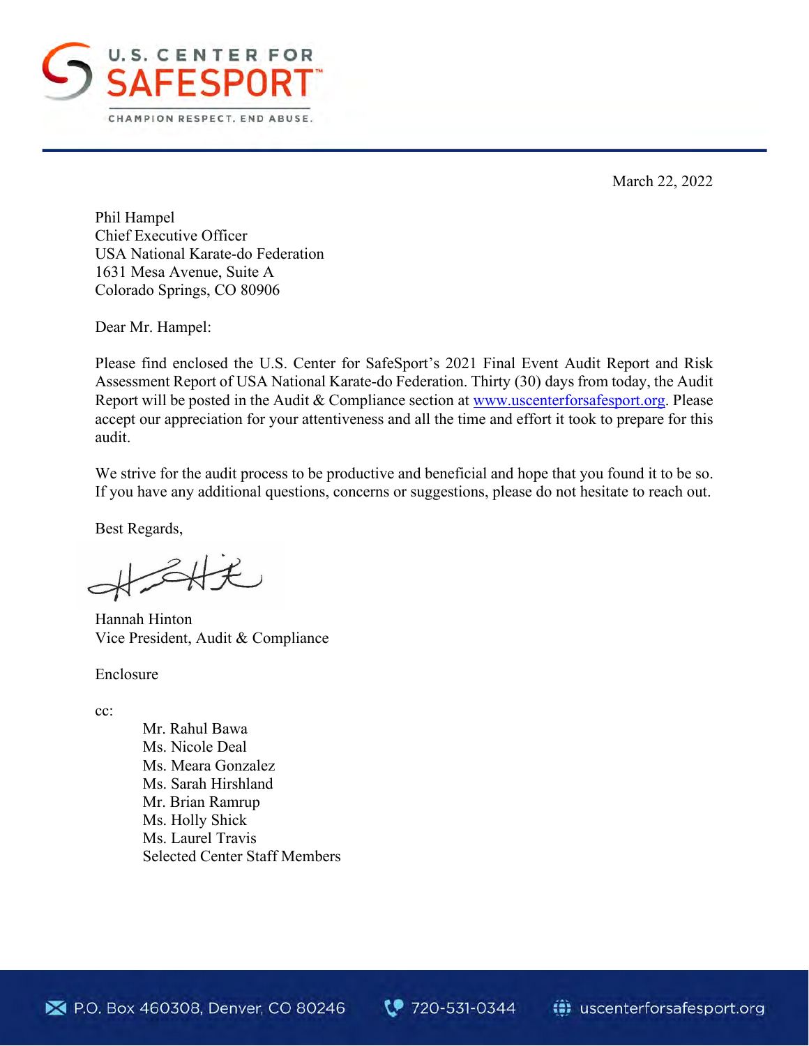U.S. CENTER FOR SAFESPORT™

CHAMPION RESPECT. END ABUSE.

March 22, 2022

Phil Hampel
Chief Executive Officer
USA National Karate-do Federation
1631 Mesa Avenue, Suite A
Colorado Springs, CO 80906

Dear Mr. Hampel:

Please find enclosed the U.S. Center for SafeSport's 2021 Final Event Audit Report and Risk Assessment Report of USA National Karate-do Federation. Thirty (30) days from today, the Audit Report will be posted in the Audit & Compliance section at www.uscenterforsafesport.org. Please accept our appreciation for your attentiveness and all the time and effort it took to prepare for this audit.

We strive for the audit process to be productive and beneficial and hope that you found it to be so. If you have any additional questions, concerns or suggestions, please do not hesitate to reach out.

Best Regards,

Hannah Hinton
Vice President, Audit & Compliance

Enclosure

cc:

Mr. Rahul Bawa
Ms. Nicole Deal
Ms. Meara Gonzalez
Ms. Sarah Hirshland
Mr. Brian Ramrup
Ms. Holly Shick
Ms. Laurel Travis
Selected Center Staff Members

P.O. Box 460308, Denver, CO 80246 | 720-531-0344 | uscenterforsafesport.org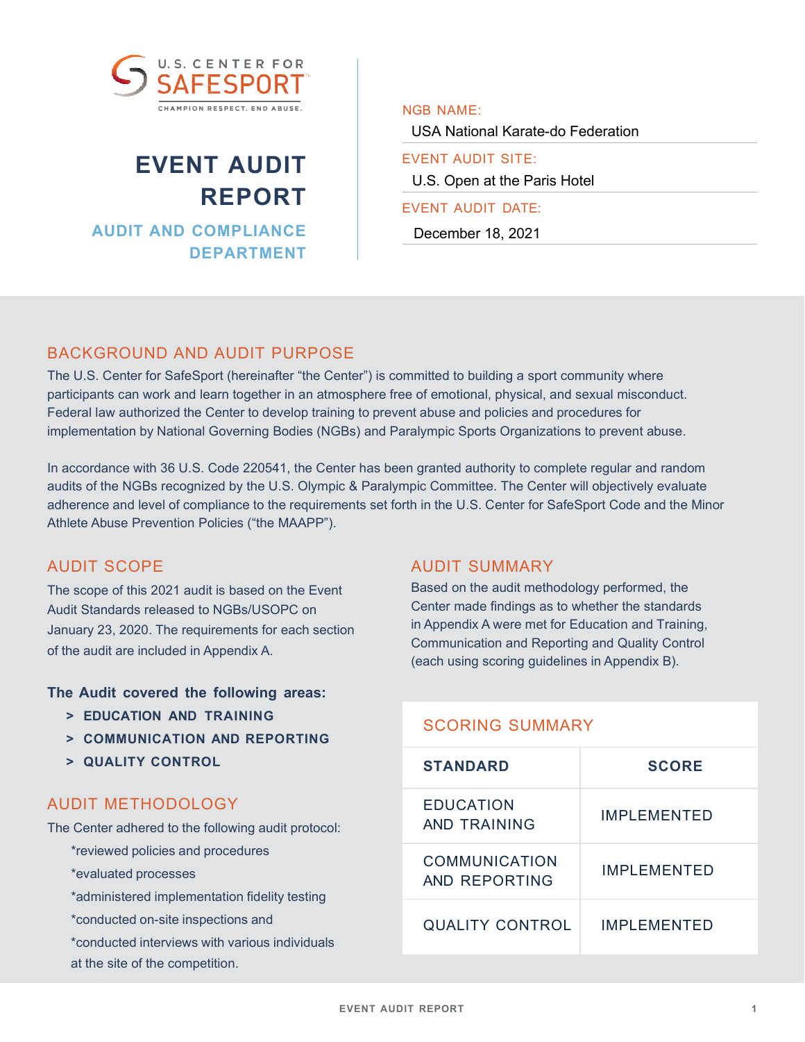U.S. CENTER FOR SAFESPORT
CHAMPION RESPECT. END ABUSE.

# EVENT AUDIT REPORT

## AUDIT AND COMPLIANCE DEPARTMENT

NGB NAME:
USA National Karate-do Federation

EVENT AUDIT SITE:
U.S. Open at the Paris Hotel

EVENT AUDIT DATE:
December 18, 2021

## BACKGROUND AND AUDIT PURPOSE

The U.S. Center for SafeSport (hereinafter "the Center") is committed to building a sport community where participants can work and learn together in an atmosphere free of emotional, physical, and sexual misconduct. Federal law authorized the Center to develop training to prevent abuse and policies and procedures for implementation by National Governing Bodies (NGBs) and Paralympic Sports Organizations to prevent abuse.

In accordance with 36 U.S. Code 220541, the Center has been granted authority to complete regular and random audits of the NGBs recognized by the U.S. Olympic & Paralympic Committee. The Center will objectively evaluate adherence and level of compliance to the requirements set forth in the U.S. Center for SafeSport Code and the Minor Athlete Abuse Prevention Policies ("the MAAPP").

## AUDIT SCOPE

The scope of this 2021 audit is based on the Event Audit Standards released to NGBs/USOPC on January 23, 2020. The requirements for each section of the audit are included in Appendix A.

**The Audit covered the following areas:**

- > **EDUCATION AND TRAINING**
- > **COMMUNICATION AND REPORTING**
- > **QUALITY CONTROL**

## AUDIT METHODOLOGY

The Center adhered to the following audit protocol:

*reviewed policies and procedures
*evaluated processes
*administered implementation fidelity testing
*conducted on-site inspections and
*conducted interviews with various individuals at the site of the competition.

## AUDIT SUMMARY

Based on the audit methodology performed, the Center made findings as to whether the standards in Appendix A were met for Education and Training, Communication and Reporting and Quality Control (each using scoring guidelines in Appendix B).

### SCORING SUMMARY

| STANDARD | SCORE |
|---|---|
| EDUCATION AND TRAINING | IMPLEMENTED |
| COMMUNICATION AND REPORTING | IMPLEMENTED |
| QUALITY CONTROL | IMPLEMENTED |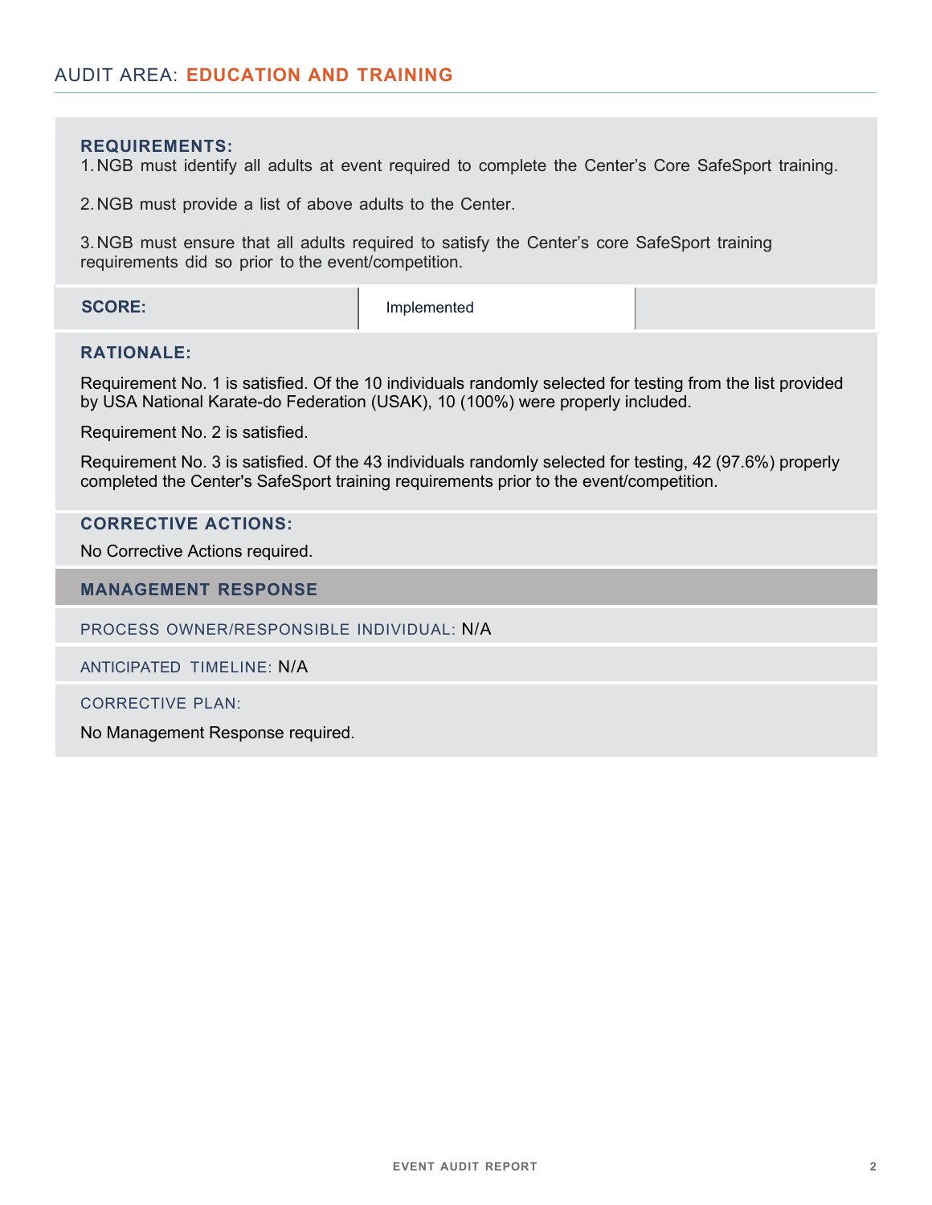## AUDIT AREA: **EDUCATION AND TRAINING**

**REQUIREMENTS:**

1. NGB must identify all adults at event required to complete the Center's Core SafeSport training.
2. NGB must provide a list of above adults to the Center.
3. NGB must ensure that all adults required to satisfy the Center's core SafeSport training requirements did so prior to the event/competition.

| **SCORE:** | Implemented | |
|---|---|---|

**RATIONALE:**

Requirement No. 1 is satisfied. Of the 10 individuals randomly selected for testing from the list provided by USA National Karate-do Federation (USAK), 10 (100%) were properly included.

Requirement No. 2 is satisfied.

Requirement No. 3 is satisfied. Of the 43 individuals randomly selected for testing, 42 (97.6%) properly completed the Center's SafeSport training requirements prior to the event/competition.

**CORRECTIVE ACTIONS:**

No Corrective Actions required.

**MANAGEMENT RESPONSE**

PROCESS OWNER/RESPONSIBLE INDIVIDUAL: N/A

ANTICIPATED TIMELINE: N/A

CORRECTIVE PLAN:

No Management Response required.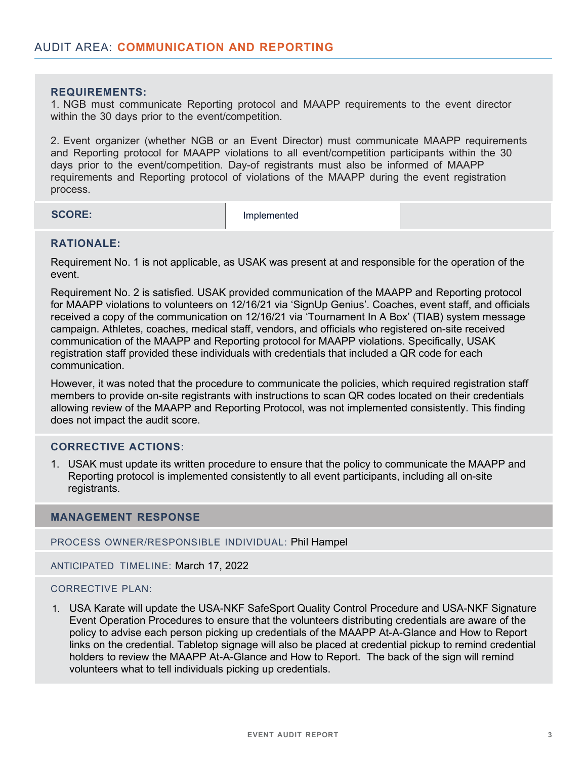## AUDIT AREA: COMMUNICATION AND REPORTING

### REQUIREMENTS:

1. NGB must communicate Reporting protocol and MAAPP requirements to the event director within the 30 days prior to the event/competition.

2. Event organizer (whether NGB or an Event Director) must communicate MAAPP requirements and Reporting protocol for MAAPP violations to all event/competition participants within the 30 days prior to the event/competition. Day-of registrants must also be informed of MAAPP requirements and Reporting protocol of violations of the MAAPP during the event registration process.

| **SCORE:** | Implemented | |
|---|---|---|

### RATIONALE:

Requirement No. 1 is not applicable, as USAK was present at and responsible for the operation of the event.

Requirement No. 2 is satisfied. USAK provided communication of the MAAPP and Reporting protocol for MAAPP violations to volunteers on 12/16/21 via 'SignUp Genius'. Coaches, event staff, and officials received a copy of the communication on 12/16/21 via 'Tournament In A Box' (TIAB) system message campaign. Athletes, coaches, medical staff, vendors, and officials who registered on-site received communication of the MAAPP and Reporting protocol for MAAPP violations. Specifically, USAK registration staff provided these individuals with credentials that included a QR code for each communication.

However, it was noted that the procedure to communicate the policies, which required registration staff members to provide on-site registrants with instructions to scan QR codes located on their credentials allowing review of the MAAPP and Reporting Protocol, was not implemented consistently. This finding does not impact the audit score.

### CORRECTIVE ACTIONS:

1. USAK must update its written procedure to ensure that the policy to communicate the MAAPP and Reporting protocol is implemented consistently to all event participants, including all on-site registrants.

### MANAGEMENT RESPONSE

PROCESS OWNER/RESPONSIBLE INDIVIDUAL: Phil Hampel

ANTICIPATED TIMELINE: March 17, 2022

CORRECTIVE PLAN:

1. USA Karate will update the USA-NKF SafeSport Quality Control Procedure and USA-NKF Signature Event Operation Procedures to ensure that the volunteers distributing credentials are aware of the policy to advise each person picking up credentials of the MAAPP At-A-Glance and How to Report links on the credential. Tabletop signage will also be placed at credential pickup to remind credential holders to review the MAAPP At-A-Glance and How to Report. The back of the sign will remind volunteers what to tell individuals picking up credentials.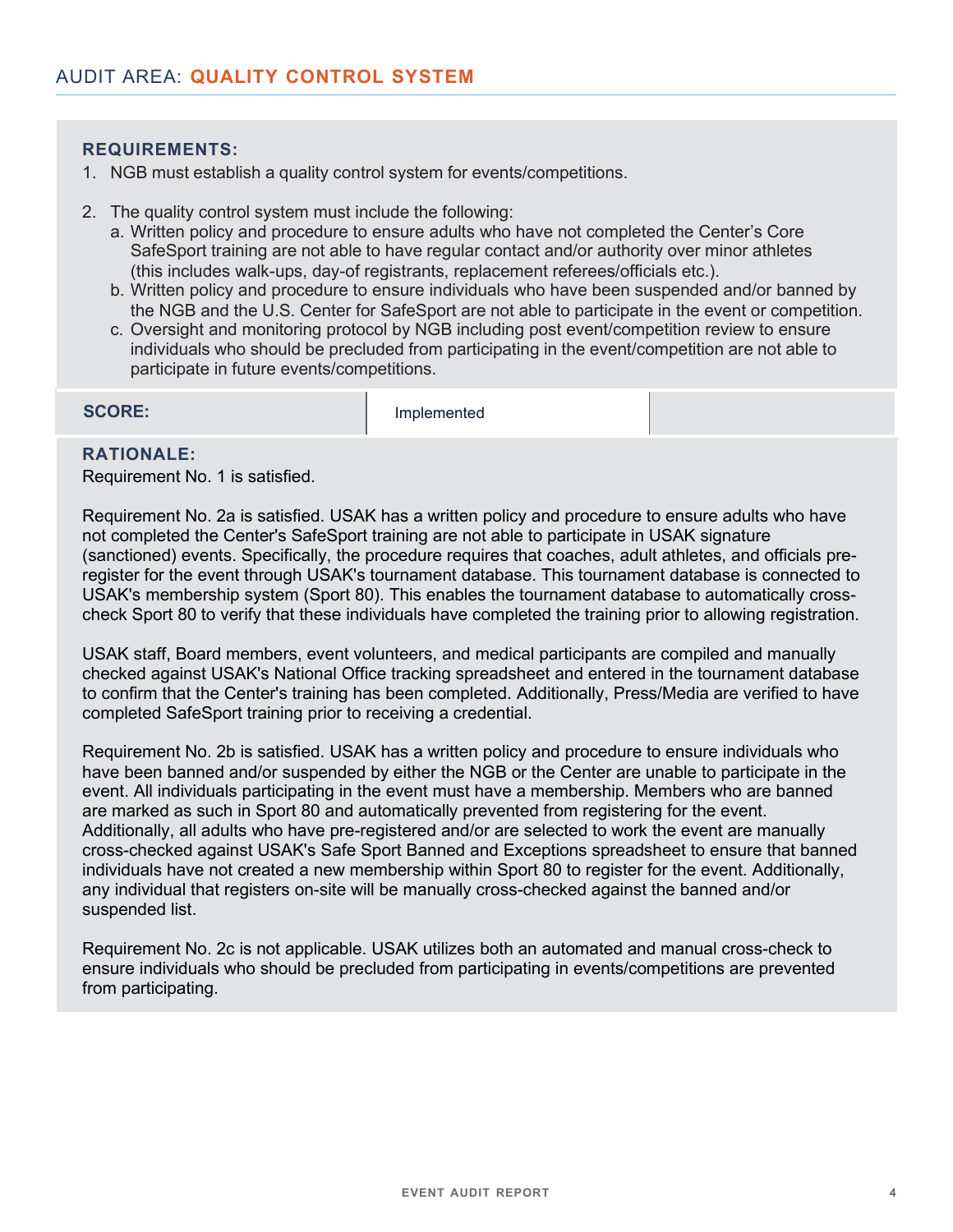## AUDIT AREA: **QUALITY CONTROL SYSTEM**

**REQUIREMENTS:**

1. NGB must establish a quality control system for events/competitions.

2. The quality control system must include the following:
   a. Written policy and procedure to ensure adults who have not completed the Center's Core SafeSport training are not able to have regular contact and/or authority over minor athletes (this includes walk-ups, day-of registrants, replacement referees/officials etc.).
   b. Written policy and procedure to ensure individuals who have been suspended and/or banned by the NGB and the U.S. Center for SafeSport are not able to participate in the event or competition.
   c. Oversight and monitoring protocol by NGB including post event/competition review to ensure individuals who should be precluded from participating in the event/competition are not able to participate in future events/competitions.

| **SCORE:** | Implemented | |
|---|---|---|

**RATIONALE:**

Requirement No. 1 is satisfied.

Requirement No. 2a is satisfied. USAK has a written policy and procedure to ensure adults who have not completed the Center's SafeSport training are not able to participate in USAK signature (sanctioned) events. Specifically, the procedure requires that coaches, adult athletes, and officials pre-register for the event through USAK's tournament database. This tournament database is connected to USAK's membership system (Sport 80). This enables the tournament database to automatically cross-check Sport 80 to verify that these individuals have completed the training prior to allowing registration.

USAK staff, Board members, event volunteers, and medical participants are compiled and manually checked against USAK's National Office tracking spreadsheet and entered in the tournament database to confirm that the Center's training has been completed. Additionally, Press/Media are verified to have completed SafeSport training prior to receiving a credential.

Requirement No. 2b is satisfied. USAK has a written policy and procedure to ensure individuals who have been banned and/or suspended by either the NGB or the Center are unable to participate in the event. All individuals participating in the event must have a membership. Members who are banned are marked as such in Sport 80 and automatically prevented from registering for the event. Additionally, all adults who have pre-registered and/or are selected to work the event are manually cross-checked against USAK's Safe Sport Banned and Exceptions spreadsheet to ensure that banned individuals have not created a new membership within Sport 80 to register for the event. Additionally, any individual that registers on-site will be manually cross-checked against the banned and/or suspended list.

Requirement No. 2c is not applicable. USAK utilizes both an automated and manual cross-check to ensure individuals who should be precluded from participating in events/competitions are prevented from participating.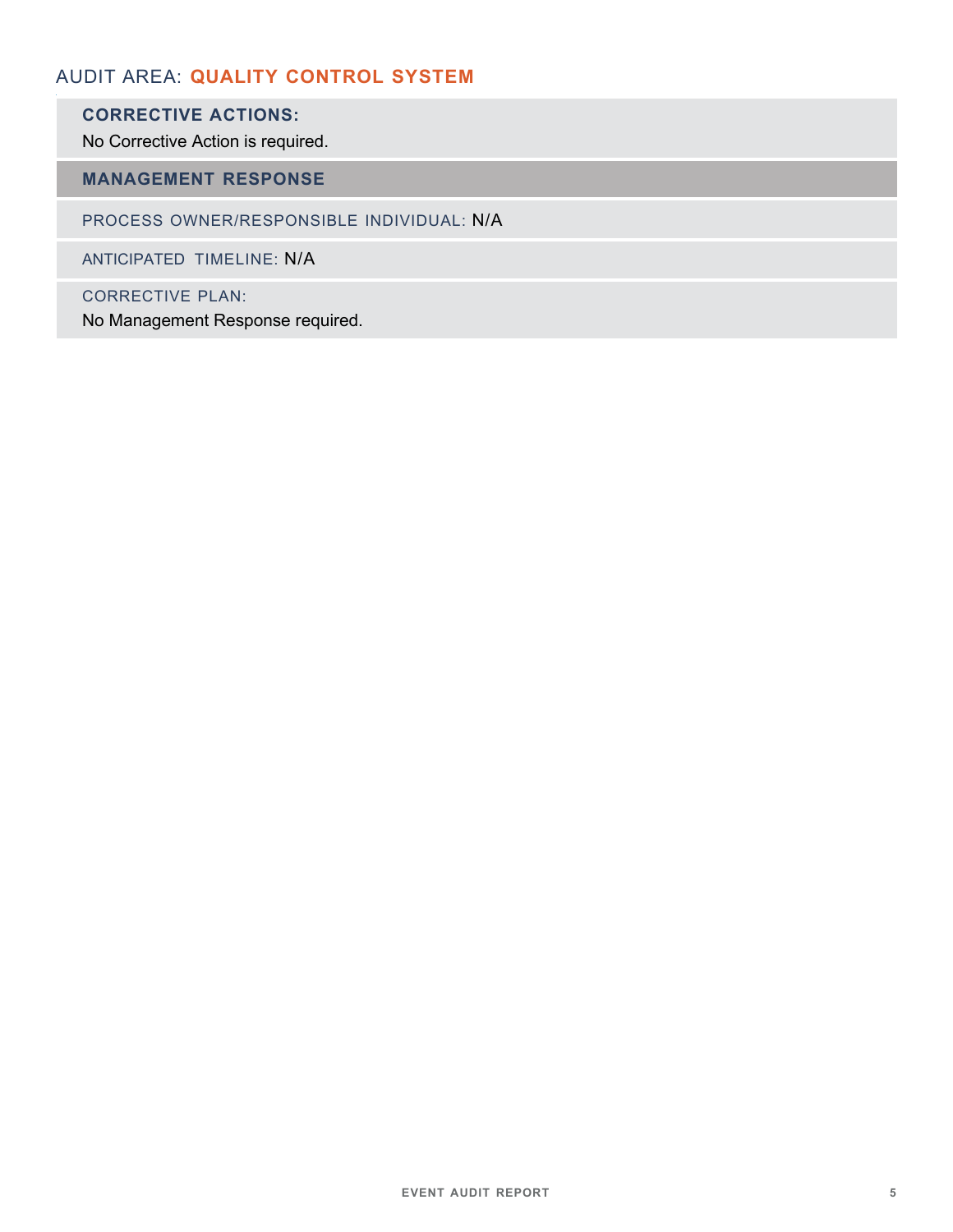## AUDIT AREA: QUALITY CONTROL SYSTEM

**CORRECTIVE ACTIONS:**

No Corrective Action is required.

### MANAGEMENT RESPONSE

PROCESS OWNER/RESPONSIBLE INDIVIDUAL: N/A

ANTICIPATED TIMELINE: N/A

CORRECTIVE PLAN:

No Management Response required.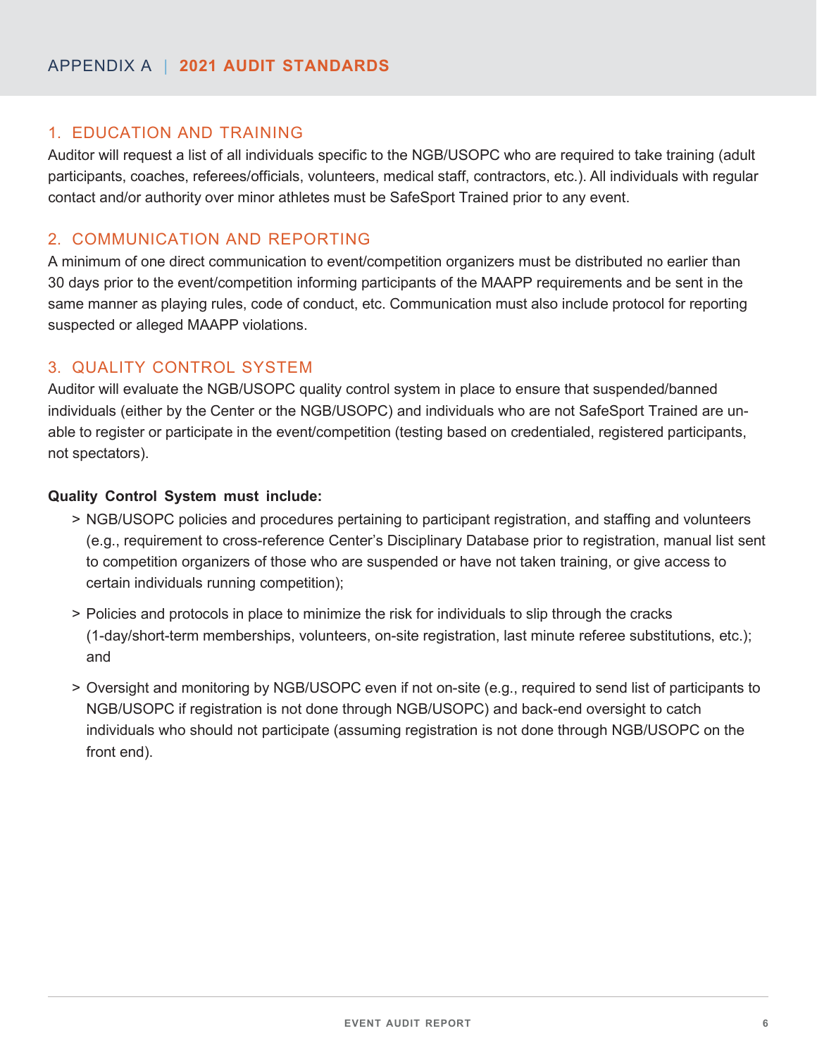# APPENDIX A | 2021 AUDIT STANDARDS

## 1. EDUCATION AND TRAINING

Auditor will request a list of all individuals specific to the NGB/USOPC who are required to take training (adult participants, coaches, referees/officials, volunteers, medical staff, contractors, etc.). All individuals with regular contact and/or authority over minor athletes must be SafeSport Trained prior to any event.

## 2. COMMUNICATION AND REPORTING

A minimum of one direct communication to event/competition organizers must be distributed no earlier than 30 days prior to the event/competition informing participants of the MAAPP requirements and be sent in the same manner as playing rules, code of conduct, etc. Communication must also include protocol for reporting suspected or alleged MAAPP violations.

## 3. QUALITY CONTROL SYSTEM

Auditor will evaluate the NGB/USOPC quality control system in place to ensure that suspended/banned individuals (either by the Center or the NGB/USOPC) and individuals who are not SafeSport Trained are unable to register or participate in the event/competition (testing based on credentialed, registered participants, not spectators).

**Quality Control System must include:**

> NGB/USOPC policies and procedures pertaining to participant registration, and staffing and volunteers (e.g., requirement to cross-reference Center's Disciplinary Database prior to registration, manual list sent to competition organizers of those who are suspended or have not taken training, or give access to certain individuals running competition);

> Policies and protocols in place to minimize the risk for individuals to slip through the cracks (1-day/short-term memberships, volunteers, on-site registration, last minute referee substitutions, etc.); and

> Oversight and monitoring by NGB/USOPC even if not on-site (e.g., required to send list of participants to NGB/USOPC if registration is not done through NGB/USOPC) and back-end oversight to catch individuals who should not participate (assuming registration is not done through NGB/USOPC on the front end).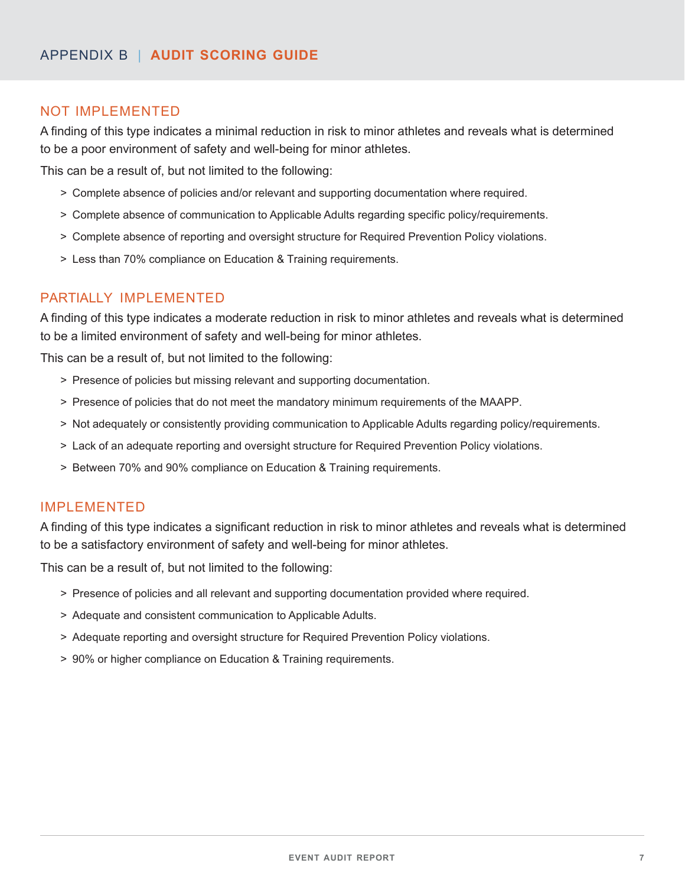# APPENDIX B | AUDIT SCORING GUIDE

## NOT IMPLEMENTED

A finding of this type indicates a minimal reduction in risk to minor athletes and reveals what is determined to be a poor environment of safety and well-being for minor athletes.

This can be a result of, but not limited to the following:

- Complete absence of policies and/or relevant and supporting documentation where required.
- Complete absence of communication to Applicable Adults regarding specific policy/requirements.
- Complete absence of reporting and oversight structure for Required Prevention Policy violations.
- Less than 70% compliance on Education & Training requirements.

## PARTIALLY IMPLEMENTED

A finding of this type indicates a moderate reduction in risk to minor athletes and reveals what is determined to be a limited environment of safety and well-being for minor athletes.

This can be a result of, but not limited to the following:

- Presence of policies but missing relevant and supporting documentation.
- Presence of policies that do not meet the mandatory minimum requirements of the MAAPP.
- Not adequately or consistently providing communication to Applicable Adults regarding policy/requirements.
- Lack of an adequate reporting and oversight structure for Required Prevention Policy violations.
- Between 70% and 90% compliance on Education & Training requirements.

## IMPLEMENTED

A finding of this type indicates a significant reduction in risk to minor athletes and reveals what is determined to be a satisfactory environment of safety and well-being for minor athletes.

This can be a result of, but not limited to the following:

- Presence of policies and all relevant and supporting documentation provided where required.
- Adequate and consistent communication to Applicable Adults.
- Adequate reporting and oversight structure for Required Prevention Policy violations.
- 90% or higher compliance on Education & Training requirements.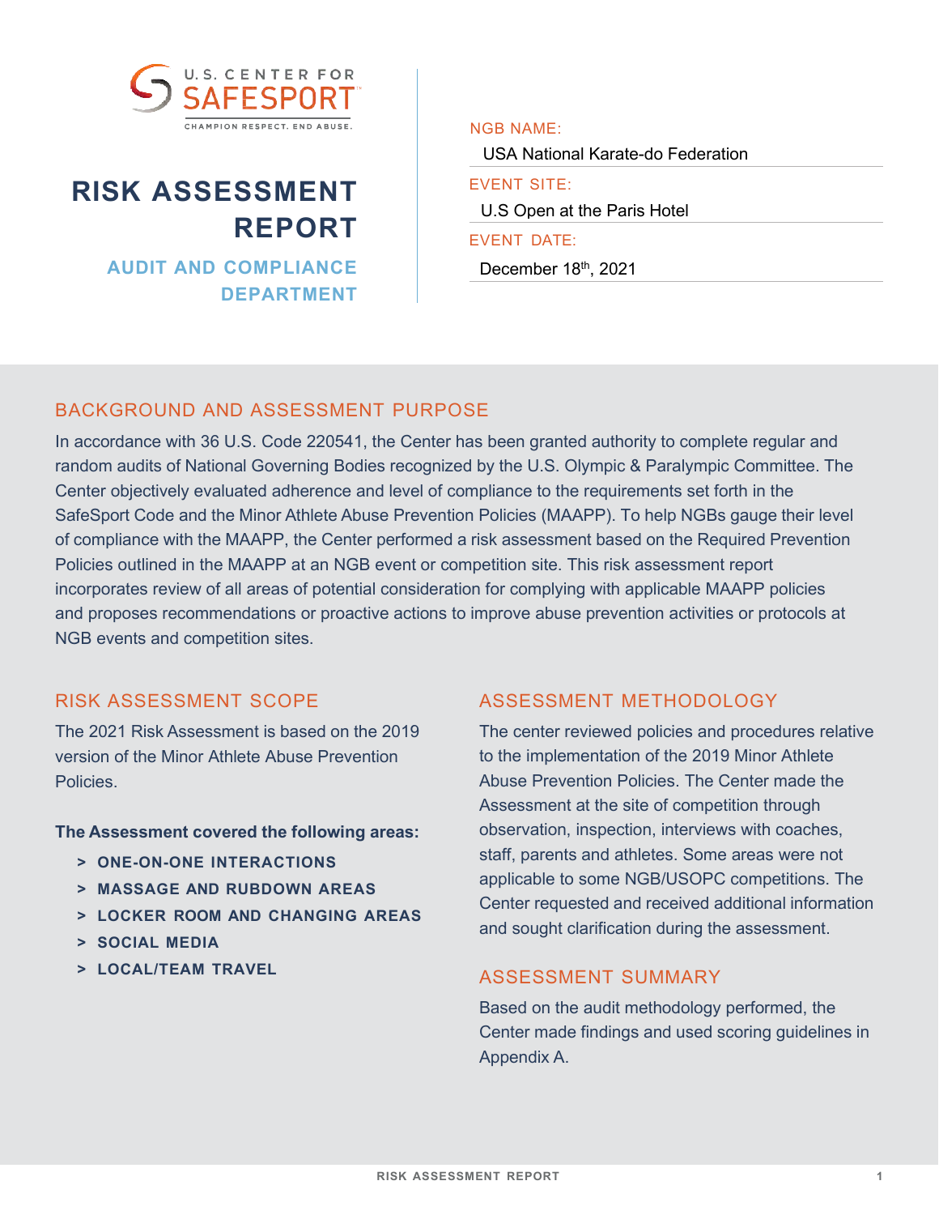U.S. CENTER FOR SAFESPORT
CHAMPION RESPECT. END ABUSE.

# RISK ASSESSMENT REPORT

**AUDIT AND COMPLIANCE DEPARTMENT**

NGB NAME:
USA National Karate-do Federation

EVENT SITE:
U.S Open at the Paris Hotel

EVENT DATE:
December 18th, 2021

## BACKGROUND AND ASSESSMENT PURPOSE

In accordance with 36 U.S. Code 220541, the Center has been granted authority to complete regular and random audits of National Governing Bodies recognized by the U.S. Olympic & Paralympic Committee. The Center objectively evaluated adherence and level of compliance to the requirements set forth in the SafeSport Code and the Minor Athlete Abuse Prevention Policies (MAAPP). To help NGBs gauge their level of compliance with the MAAPP, the Center performed a risk assessment based on the Required Prevention Policies outlined in the MAAPP at an NGB event or competition site. This risk assessment report incorporates review of all areas of potential consideration for complying with applicable MAAPP policies and proposes recommendations or proactive actions to improve abuse prevention activities or protocols at NGB events and competition sites.

## RISK ASSESSMENT SCOPE

The 2021 Risk Assessment is based on the 2019 version of the Minor Athlete Abuse Prevention Policies.

**The Assessment covered the following areas:**

- ONE-ON-ONE INTERACTIONS
- MASSAGE AND RUBDOWN AREAS
- LOCKER ROOM AND CHANGING AREAS
- SOCIAL MEDIA
- LOCAL/TEAM TRAVEL

## ASSESSMENT METHODOLOGY

The center reviewed policies and procedures relative to the implementation of the 2019 Minor Athlete Abuse Prevention Policies. The Center made the Assessment at the site of competition through observation, inspection, interviews with coaches, staff, parents and athletes. Some areas were not applicable to some NGB/USOPC competitions. The Center requested and received additional information and sought clarification during the assessment.

## ASSESSMENT SUMMARY

Based on the audit methodology performed, the Center made findings and used scoring guidelines in Appendix A.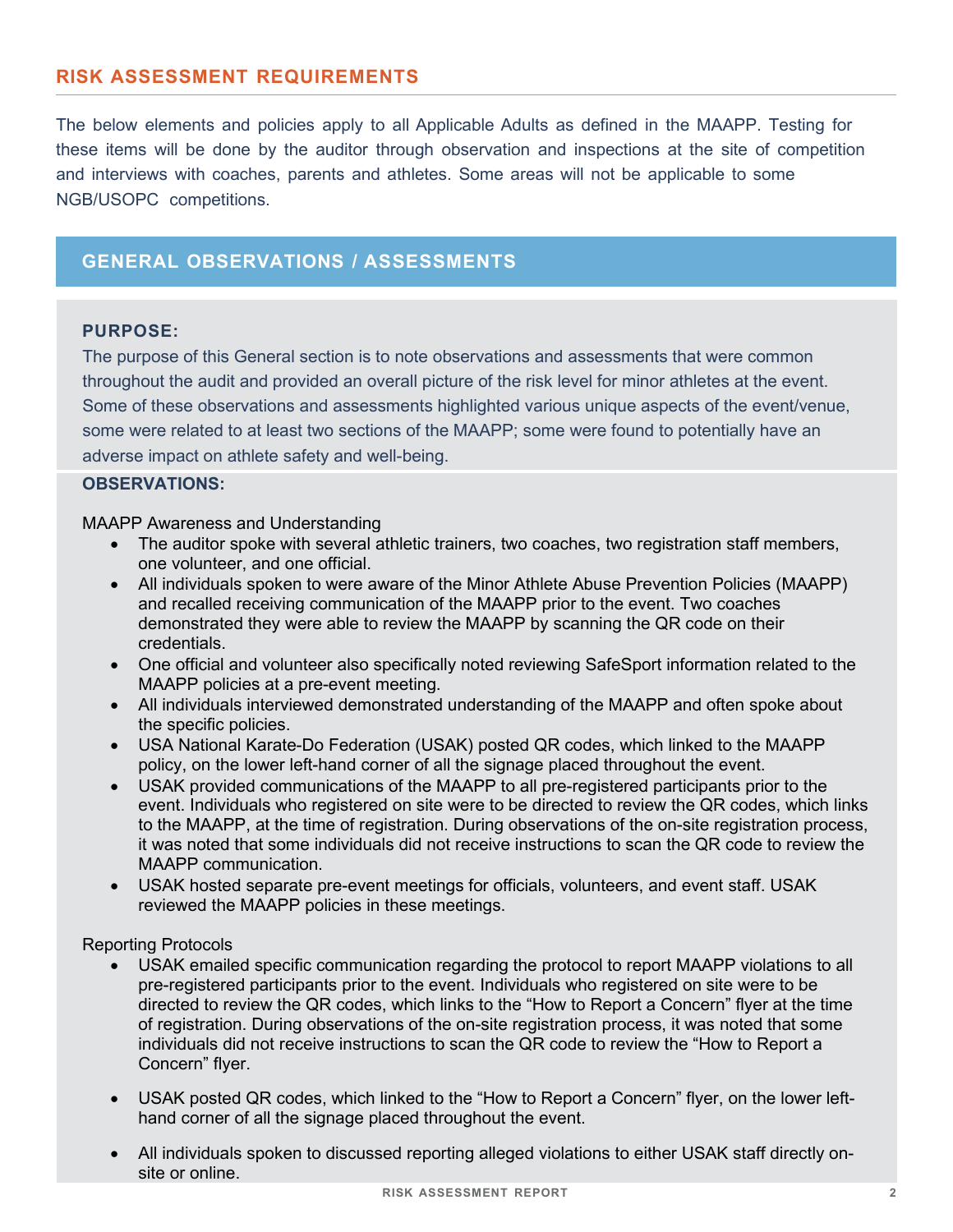## RISK ASSESSMENT REQUIREMENTS

The below elements and policies apply to all Applicable Adults as defined in the MAAPP. Testing for these items will be done by the auditor through observation and inspections at the site of competition and interviews with coaches, parents and athletes. Some areas will not be applicable to some NGB/USOPC competitions.

### GENERAL OBSERVATIONS / ASSESSMENTS

**PURPOSE:**

The purpose of this General section is to note observations and assessments that were common throughout the audit and provided an overall picture of the risk level for minor athletes at the event. Some of these observations and assessments highlighted various unique aspects of the event/venue, some were related to at least two sections of the MAAPP; some were found to potentially have an adverse impact on athlete safety and well-being.

**OBSERVATIONS:**

MAAPP Awareness and Understanding

- The auditor spoke with several athletic trainers, two coaches, two registration staff members, one volunteer, and one official.
- All individuals spoken to were aware of the Minor Athlete Abuse Prevention Policies (MAAPP) and recalled receiving communication of the MAAPP prior to the event. Two coaches demonstrated they were able to review the MAAPP by scanning the QR code on their credentials.
- One official and volunteer also specifically noted reviewing SafeSport information related to the MAAPP policies at a pre-event meeting.
- All individuals interviewed demonstrated understanding of the MAAPP and often spoke about the specific policies.
- USA National Karate-Do Federation (USAK) posted QR codes, which linked to the MAAPP policy, on the lower left-hand corner of all the signage placed throughout the event.
- USAK provided communications of the MAAPP to all pre-registered participants prior to the event. Individuals who registered on site were to be directed to review the QR codes, which links to the MAAPP, at the time of registration. During observations of the on-site registration process, it was noted that some individuals did not receive instructions to scan the QR code to review the MAAPP communication.
- USAK hosted separate pre-event meetings for officials, volunteers, and event staff. USAK reviewed the MAAPP policies in these meetings.

Reporting Protocols

- USAK emailed specific communication regarding the protocol to report MAAPP violations to all pre-registered participants prior to the event. Individuals who registered on site were to be directed to review the QR codes, which links to the "How to Report a Concern" flyer at the time of registration. During observations of the on-site registration process, it was noted that some individuals did not receive instructions to scan the QR code to review the "How to Report a Concern" flyer.
- USAK posted QR codes, which linked to the "How to Report a Concern" flyer, on the lower left-hand corner of all the signage placed throughout the event.
- All individuals spoken to discussed reporting alleged violations to either USAK staff directly on-site or online.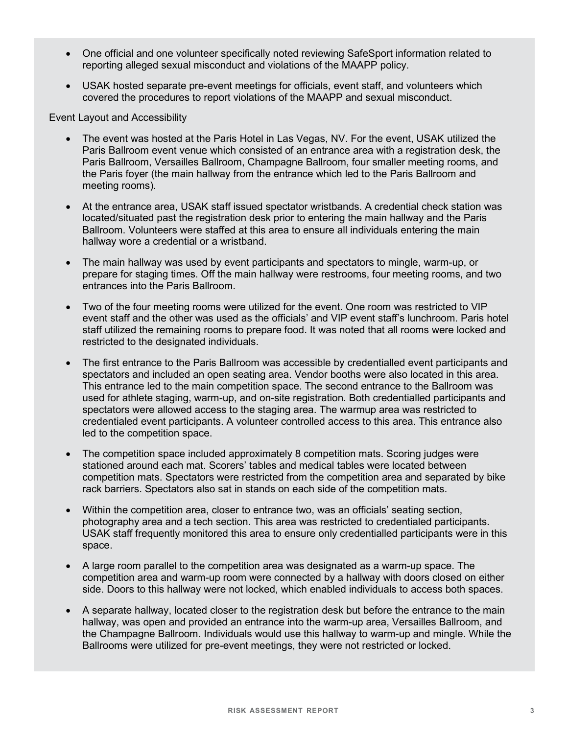- One official and one volunteer specifically noted reviewing SafeSport information related to reporting alleged sexual misconduct and violations of the MAAPP policy.
- USAK hosted separate pre-event meetings for officials, event staff, and volunteers which covered the procedures to report violations of the MAAPP and sexual misconduct.

Event Layout and Accessibility

- The event was hosted at the Paris Hotel in Las Vegas, NV. For the event, USAK utilized the Paris Ballroom event venue which consisted of an entrance area with a registration desk, the Paris Ballroom, Versailles Ballroom, Champagne Ballroom, four smaller meeting rooms, and the Paris foyer (the main hallway from the entrance which led to the Paris Ballroom and meeting rooms).
- At the entrance area, USAK staff issued spectator wristbands. A credential check station was located/situated past the registration desk prior to entering the main hallway and the Paris Ballroom. Volunteers were staffed at this area to ensure all individuals entering the main hallway wore a credential or a wristband.
- The main hallway was used by event participants and spectators to mingle, warm-up, or prepare for staging times. Off the main hallway were restrooms, four meeting rooms, and two entrances into the Paris Ballroom.
- Two of the four meeting rooms were utilized for the event. One room was restricted to VIP event staff and the other was used as the officials' and VIP event staff's lunchroom. Paris hotel staff utilized the remaining rooms to prepare food. It was noted that all rooms were locked and restricted to the designated individuals.
- The first entrance to the Paris Ballroom was accessible by credentialled event participants and spectators and included an open seating area. Vendor booths were also located in this area. This entrance led to the main competition space. The second entrance to the Ballroom was used for athlete staging, warm-up, and on-site registration. Both credentialled participants and spectators were allowed access to the staging area. The warmup area was restricted to credentialed event participants. A volunteer controlled access to this area. This entrance also led to the competition space.
- The competition space included approximately 8 competition mats. Scoring judges were stationed around each mat. Scorers' tables and medical tables were located between competition mats. Spectators were restricted from the competition area and separated by bike rack barriers. Spectators also sat in stands on each side of the competition mats.
- Within the competition area, closer to entrance two, was an officials' seating section, photography area and a tech section. This area was restricted to credentialed participants. USAK staff frequently monitored this area to ensure only credentialled participants were in this space.
- A large room parallel to the competition area was designated as a warm-up space. The competition area and warm-up room were connected by a hallway with doors closed on either side. Doors to this hallway were not locked, which enabled individuals to access both spaces.
- A separate hallway, located closer to the registration desk but before the entrance to the main hallway, was open and provided an entrance into the warm-up area, Versailles Ballroom, and the Champagne Ballroom. Individuals would use this hallway to warm-up and mingle. While the Ballrooms were utilized for pre-event meetings, they were not restricted or locked.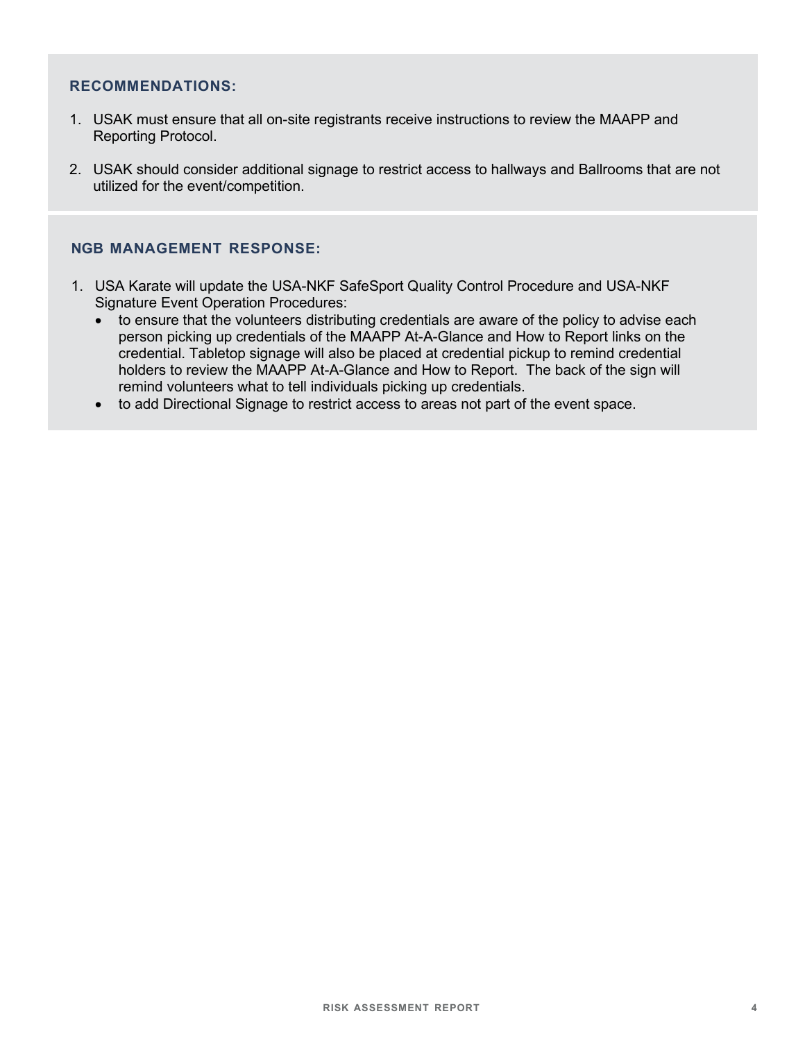### RECOMMENDATIONS:

1. USAK must ensure that all on-site registrants receive instructions to review the MAAPP and Reporting Protocol.
2. USAK should consider additional signage to restrict access to hallways and Ballrooms that are not utilized for the event/competition.

### NGB MANAGEMENT RESPONSE:

1. USA Karate will update the USA-NKF SafeSport Quality Control Procedure and USA-NKF Signature Event Operation Procedures:
   - to ensure that the volunteers distributing credentials are aware of the policy to advise each person picking up credentials of the MAAPP At-A-Glance and How to Report links on the credential. Tabletop signage will also be placed at credential pickup to remind credential holders to review the MAAPP At-A-Glance and How to Report. The back of the sign will remind volunteers what to tell individuals picking up credentials.
   - to add Directional Signage to restrict access to areas not part of the event space.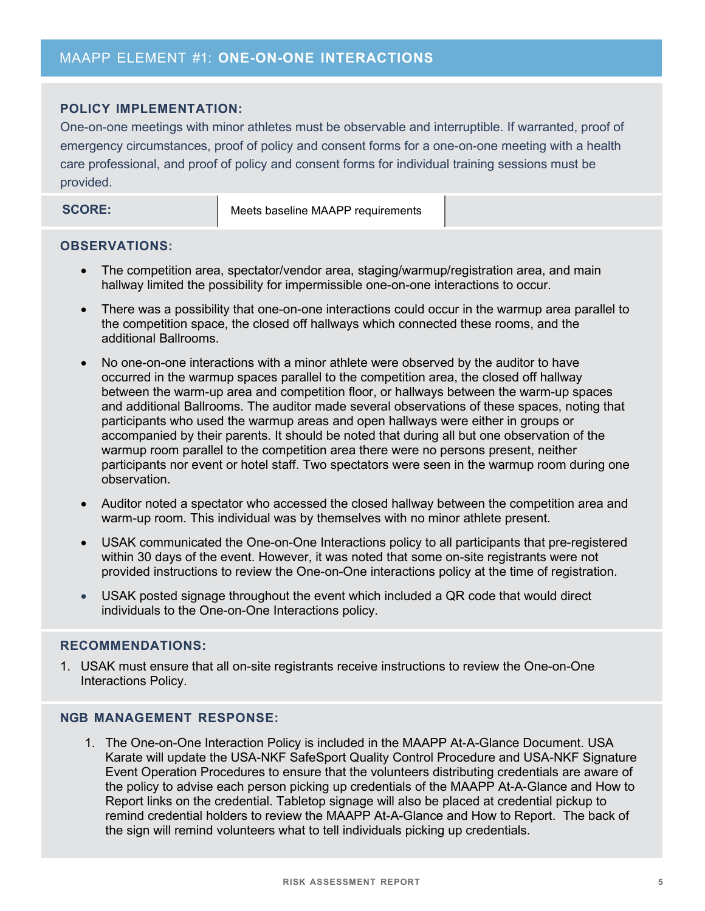## MAAPP ELEMENT #1: **ONE-ON-ONE INTERACTIONS**

### POLICY IMPLEMENTATION:

One-on-one meetings with minor athletes must be observable and interruptible. If warranted, proof of emergency circumstances, proof of policy and consent forms for a one-on-one meeting with a health care professional, and proof of policy and consent forms for individual training sessions must be provided.

| **SCORE:** | Meets baseline MAAPP requirements | |
|---|---|---|

### OBSERVATIONS:

- The competition area, spectator/vendor area, staging/warmup/registration area, and main hallway limited the possibility for impermissible one-on-one interactions to occur.
- There was a possibility that one-on-one interactions could occur in the warmup area parallel to the competition space, the closed off hallways which connected these rooms, and the additional Ballrooms.
- No one-on-one interactions with a minor athlete were observed by the auditor to have occurred in the warmup spaces parallel to the competition area, the closed off hallway between the warm-up area and competition floor, or hallways between the warm-up spaces and additional Ballrooms. The auditor made several observations of these spaces, noting that participants who used the warmup areas and open hallways were either in groups or accompanied by their parents. It should be noted that during all but one observation of the warmup room parallel to the competition area there were no persons present, neither participants nor event or hotel staff. Two spectators were seen in the warmup room during one observation.
- Auditor noted a spectator who accessed the closed hallway between the competition area and warm-up room. This individual was by themselves with no minor athlete present.
- USAK communicated the One-on-One Interactions policy to all participants that pre-registered within 30 days of the event. However, it was noted that some on-site registrants were not provided instructions to review the One-on-One interactions policy at the time of registration.
- USAK posted signage throughout the event which included a QR code that would direct individuals to the One-on-One Interactions policy.

### RECOMMENDATIONS:

1. USAK must ensure that all on-site registrants receive instructions to review the One-on-One Interactions Policy.

### NGB MANAGEMENT RESPONSE:

1. The One-on-One Interaction Policy is included in the MAAPP At-A-Glance Document. USA Karate will update the USA-NKF SafeSport Quality Control Procedure and USA-NKF Signature Event Operation Procedures to ensure that the volunteers distributing credentials are aware of the policy to advise each person picking up credentials of the MAAPP At-A-Glance and How to Report links on the credential. Tabletop signage will also be placed at credential pickup to remind credential holders to review the MAAPP At-A-Glance and How to Report. The back of the sign will remind volunteers what to tell individuals picking up credentials.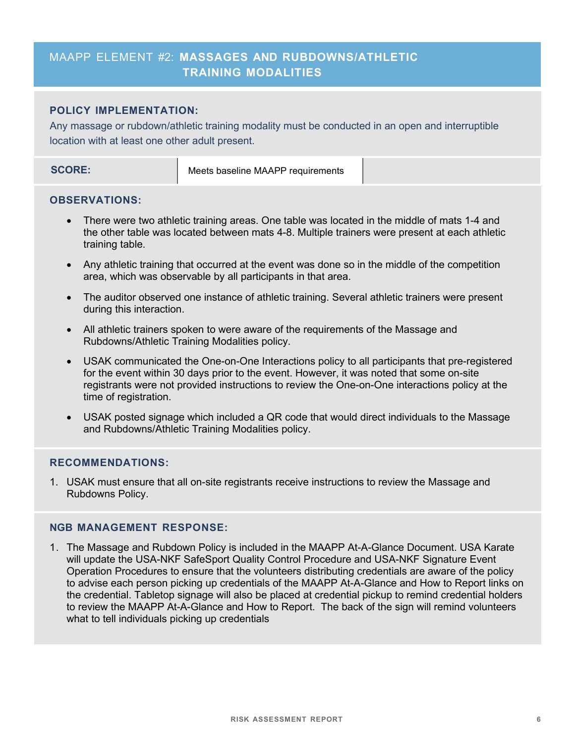## MAAPP ELEMENT #2: MASSAGES AND RUBDOWNS/ATHLETIC TRAINING MODALITIES

### POLICY IMPLEMENTATION:

Any massage or rubdown/athletic training modality must be conducted in an open and interruptible location with at least one other adult present.

| SCORE: | Meets baseline MAAPP requirements | |
|---|---|---|

### OBSERVATIONS:

- There were two athletic training areas. One table was located in the middle of mats 1-4 and the other table was located between mats 4-8. Multiple trainers were present at each athletic training table.
- Any athletic training that occurred at the event was done so in the middle of the competition area, which was observable by all participants in that area.
- The auditor observed one instance of athletic training. Several athletic trainers were present during this interaction.
- All athletic trainers spoken to were aware of the requirements of the Massage and Rubdowns/Athletic Training Modalities policy.
- USAK communicated the One-on-One Interactions policy to all participants that pre-registered for the event within 30 days prior to the event. However, it was noted that some on-site registrants were not provided instructions to review the One-on-One interactions policy at the time of registration.
- USAK posted signage which included a QR code that would direct individuals to the Massage and Rubdowns/Athletic Training Modalities policy.

### RECOMMENDATIONS:

1. USAK must ensure that all on-site registrants receive instructions to review the Massage and Rubdowns Policy.

### NGB MANAGEMENT RESPONSE:

1. The Massage and Rubdown Policy is included in the MAAPP At-A-Glance Document. USA Karate will update the USA-NKF SafeSport Quality Control Procedure and USA-NKF Signature Event Operation Procedures to ensure that the volunteers distributing credentials are aware of the policy to advise each person picking up credentials of the MAAPP At-A-Glance and How to Report links on the credential. Tabletop signage will also be placed at credential pickup to remind credential holders to review the MAAPP At-A-Glance and How to Report. The back of the sign will remind volunteers what to tell individuals picking up credentials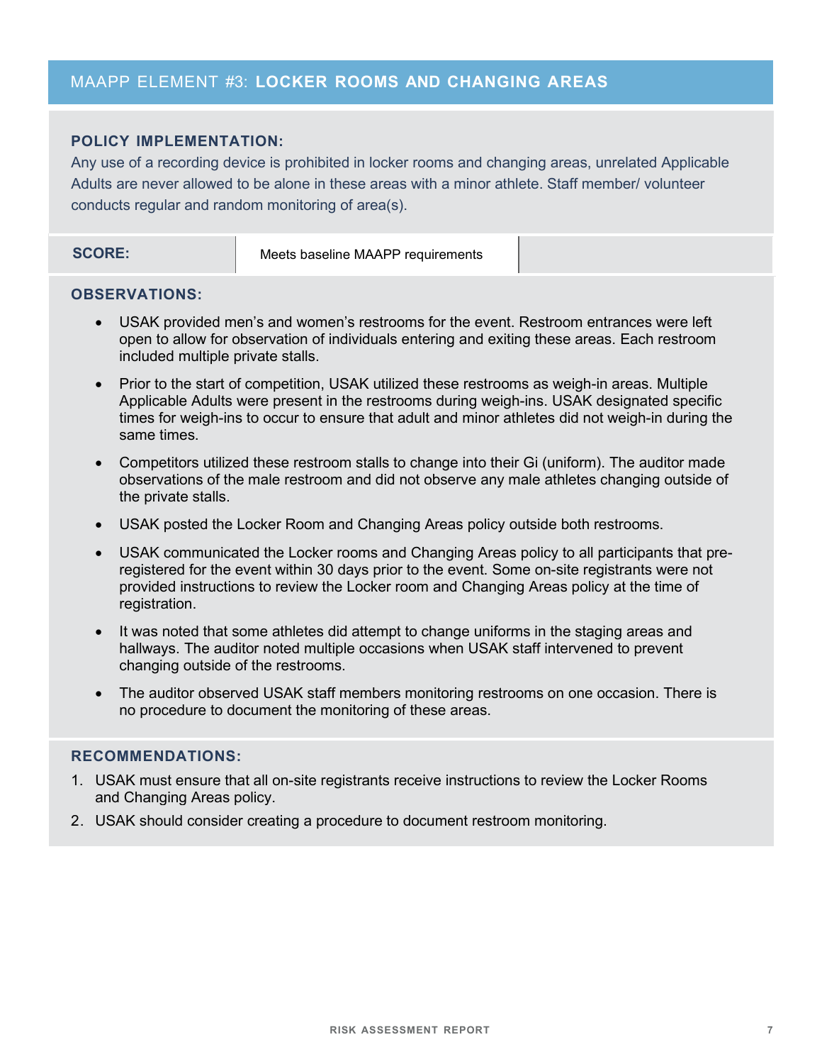## MAAPP ELEMENT #3: **LOCKER ROOMS AND CHANGING AREAS**

### POLICY IMPLEMENTATION:

Any use of a recording device is prohibited in locker rooms and changing areas, unrelated Applicable Adults are never allowed to be alone in these areas with a minor athlete. Staff member/ volunteer conducts regular and random monitoring of area(s).

| **SCORE:** | Meets baseline MAAPP requirements | |
|---|---|---|

### OBSERVATIONS:

- USAK provided men's and women's restrooms for the event. Restroom entrances were left open to allow for observation of individuals entering and exiting these areas. Each restroom included multiple private stalls.
- Prior to the start of competition, USAK utilized these restrooms as weigh-in areas. Multiple Applicable Adults were present in the restrooms during weigh-ins. USAK designated specific times for weigh-ins to occur to ensure that adult and minor athletes did not weigh-in during the same times.
- Competitors utilized these restroom stalls to change into their Gi (uniform). The auditor made observations of the male restroom and did not observe any male athletes changing outside of the private stalls.
- USAK posted the Locker Room and Changing Areas policy outside both restrooms.
- USAK communicated the Locker rooms and Changing Areas policy to all participants that pre-registered for the event within 30 days prior to the event. Some on-site registrants were not provided instructions to review the Locker room and Changing Areas policy at the time of registration.
- It was noted that some athletes did attempt to change uniforms in the staging areas and hallways. The auditor noted multiple occasions when USAK staff intervened to prevent changing outside of the restrooms.
- The auditor observed USAK staff members monitoring restrooms on one occasion. There is no procedure to document the monitoring of these areas.

### RECOMMENDATIONS:

1. USAK must ensure that all on-site registrants receive instructions to review the Locker Rooms and Changing Areas policy.
2. USAK should consider creating a procedure to document restroom monitoring.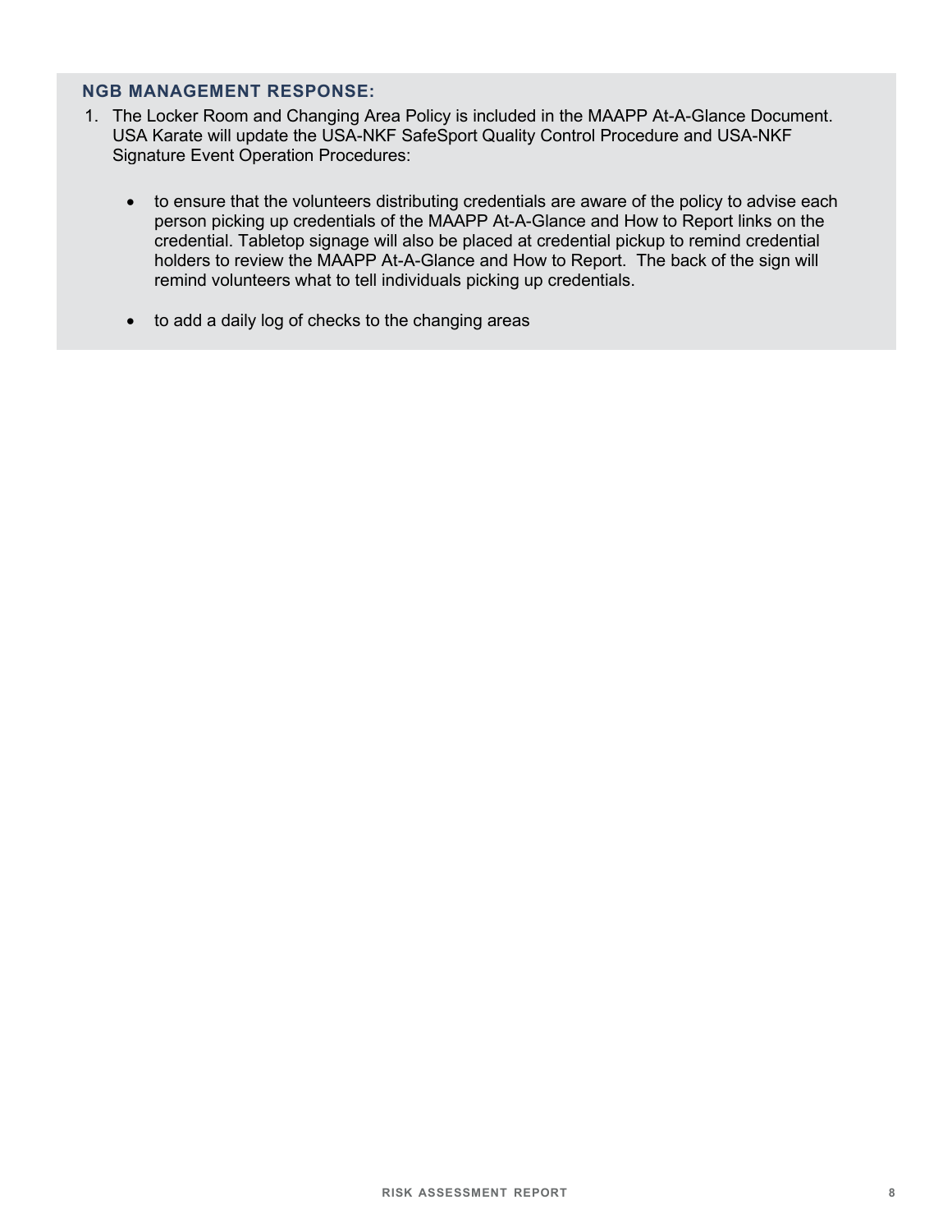### NGB MANAGEMENT RESPONSE:

1. The Locker Room and Changing Area Policy is included in the MAAPP At-A-Glance Document. USA Karate will update the USA-NKF SafeSport Quality Control Procedure and USA-NKF Signature Event Operation Procedures:

    - to ensure that the volunteers distributing credentials are aware of the policy to advise each person picking up credentials of the MAAPP At-A-Glance and How to Report links on the credential. Tabletop signage will also be placed at credential pickup to remind credential holders to review the MAAPP At-A-Glance and How to Report. The back of the sign will remind volunteers what to tell individuals picking up credentials.

    - to add a daily log of checks to the changing areas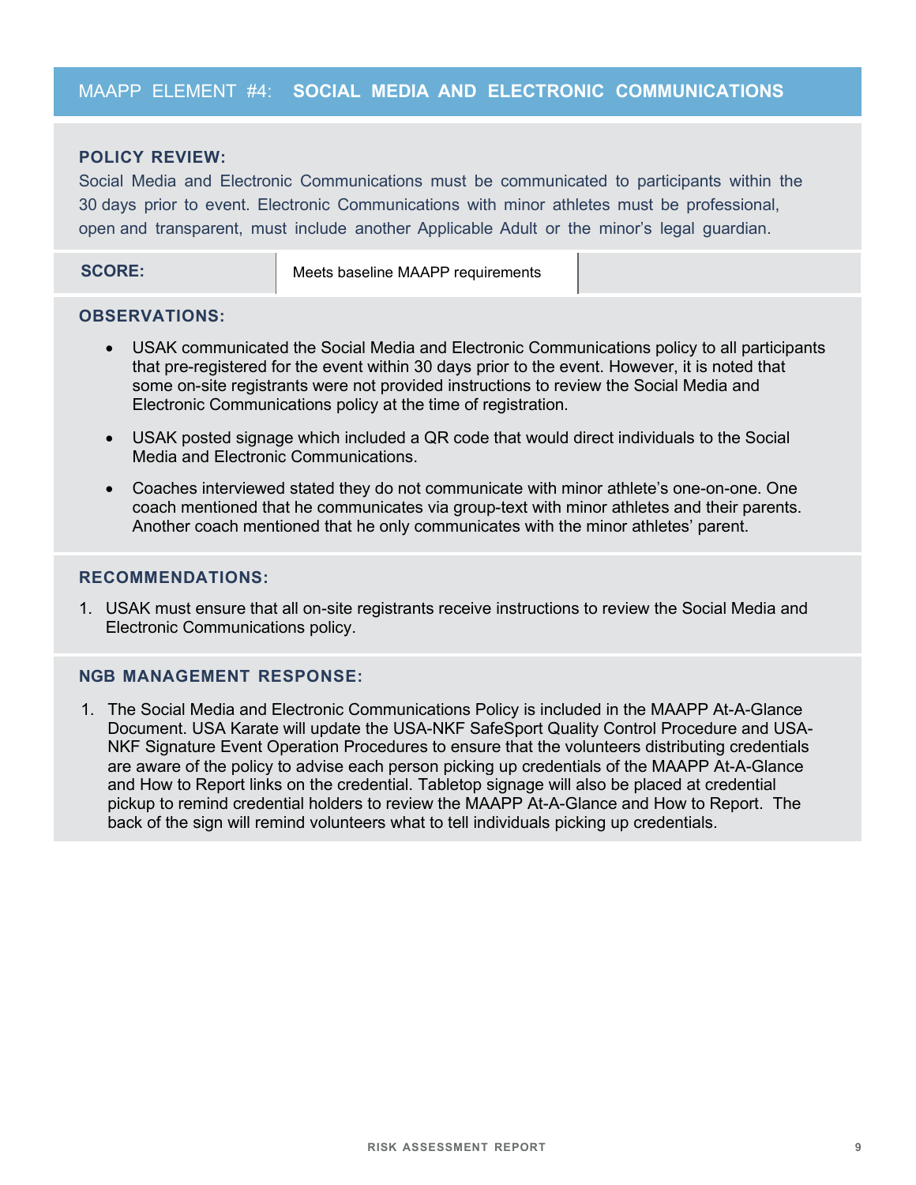## MAAPP ELEMENT #4: **SOCIAL MEDIA AND ELECTRONIC COMMUNICATIONS**

**POLICY REVIEW:**

Social Media and Electronic Communications must be communicated to participants within the 30 days prior to event. Electronic Communications with minor athletes must be professional, open and transparent, must include another Applicable Adult or the minor's legal guardian.

| **SCORE:** | Meets baseline MAAPP requirements | |
|---|---|---|

**OBSERVATIONS:**

- USAK communicated the Social Media and Electronic Communications policy to all participants that pre-registered for the event within 30 days prior to the event. However, it is noted that some on-site registrants were not provided instructions to review the Social Media and Electronic Communications policy at the time of registration.
- USAK posted signage which included a QR code that would direct individuals to the Social Media and Electronic Communications.
- Coaches interviewed stated they do not communicate with minor athlete's one-on-one. One coach mentioned that he communicates via group-text with minor athletes and their parents. Another coach mentioned that he only communicates with the minor athletes' parent.

**RECOMMENDATIONS:**

1. USAK must ensure that all on-site registrants receive instructions to review the Social Media and Electronic Communications policy.

**NGB MANAGEMENT RESPONSE:**

1. The Social Media and Electronic Communications Policy is included in the MAAPP At-A-Glance Document. USA Karate will update the USA-NKF SafeSport Quality Control Procedure and USA-NKF Signature Event Operation Procedures to ensure that the volunteers distributing credentials are aware of the policy to advise each person picking up credentials of the MAAPP At-A-Glance and How to Report links on the credential. Tabletop signage will also be placed at credential pickup to remind credential holders to review the MAAPP At-A-Glance and How to Report. The back of the sign will remind volunteers what to tell individuals picking up credentials.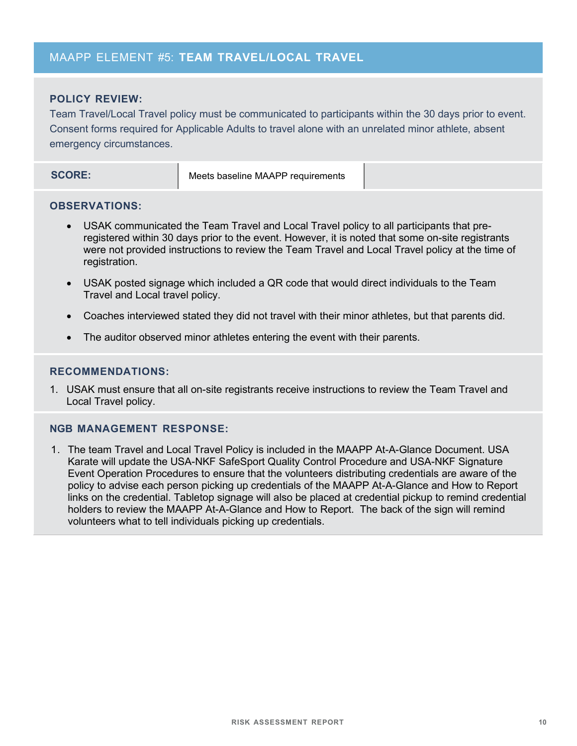## MAAPP ELEMENT #5: **TEAM TRAVEL/LOCAL TRAVEL**

### POLICY REVIEW:

Team Travel/Local Travel policy must be communicated to participants within the 30 days prior to event. Consent forms required for Applicable Adults to travel alone with an unrelated minor athlete, absent emergency circumstances.

| **SCORE:** | Meets baseline MAAPP requirements | |
|---|---|---|

### OBSERVATIONS:

- USAK communicated the Team Travel and Local Travel policy to all participants that pre-registered within 30 days prior to the event. However, it is noted that some on-site registrants were not provided instructions to review the Team Travel and Local Travel policy at the time of registration.
- USAK posted signage which included a QR code that would direct individuals to the Team Travel and Local travel policy.
- Coaches interviewed stated they did not travel with their minor athletes, but that parents did.
- The auditor observed minor athletes entering the event with their parents.

### RECOMMENDATIONS:

1. USAK must ensure that all on-site registrants receive instructions to review the Team Travel and Local Travel policy.

### NGB MANAGEMENT RESPONSE:

1. The team Travel and Local Travel Policy is included in the MAAPP At-A-Glance Document. USA Karate will update the USA-NKF SafeSport Quality Control Procedure and USA-NKF Signature Event Operation Procedures to ensure that the volunteers distributing credentials are aware of the policy to advise each person picking up credentials of the MAAPP At-A-Glance and How to Report links on the credential. Tabletop signage will also be placed at credential pickup to remind credential holders to review the MAAPP At-A-Glance and How to Report. The back of the sign will remind volunteers what to tell individuals picking up credentials.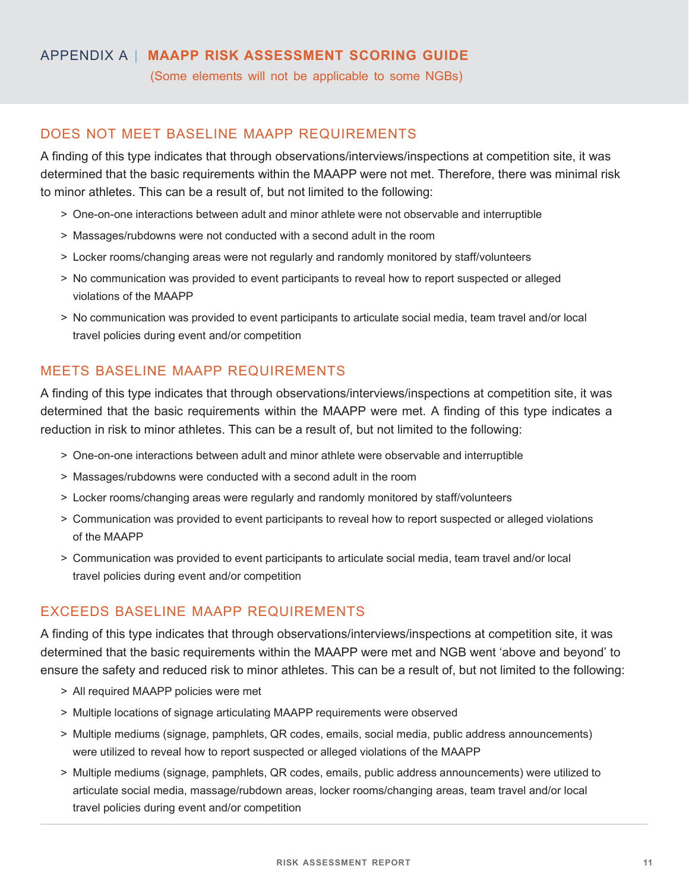# APPENDIX A | MAAPP RISK ASSESSMENT SCORING GUIDE

(Some elements will not be applicable to some NGBs)

## DOES NOT MEET BASELINE MAAPP REQUIREMENTS

A finding of this type indicates that through observations/interviews/inspections at competition site, it was determined that the basic requirements within the MAAPP were not met. Therefore, there was minimal risk to minor athletes. This can be a result of, but not limited to the following:

> One-on-one interactions between adult and minor athlete were not observable and interruptible

> Massages/rubdowns were not conducted with a second adult in the room

> Locker rooms/changing areas were not regularly and randomly monitored by staff/volunteers

> No communication was provided to event participants to reveal how to report suspected or alleged violations of the MAAPP

> No communication was provided to event participants to articulate social media, team travel and/or local travel policies during event and/or competition

## MEETS BASELINE MAAPP REQUIREMENTS

A finding of this type indicates that through observations/interviews/inspections at competition site, it was determined that the basic requirements within the MAAPP were met. A finding of this type indicates a reduction in risk to minor athletes. This can be a result of, but not limited to the following:

> One-on-one interactions between adult and minor athlete were observable and interruptible

> Massages/rubdowns were conducted with a second adult in the room

> Locker rooms/changing areas were regularly and randomly monitored by staff/volunteers

> Communication was provided to event participants to reveal how to report suspected or alleged violations of the MAAPP

> Communication was provided to event participants to articulate social media, team travel and/or local travel policies during event and/or competition

## EXCEEDS BASELINE MAAPP REQUIREMENTS

A finding of this type indicates that through observations/interviews/inspections at competition site, it was determined that the basic requirements within the MAAPP were met and NGB went 'above and beyond' to ensure the safety and reduced risk to minor athletes. This can be a result of, but not limited to the following:

> All required MAAPP policies were met

> Multiple locations of signage articulating MAAPP requirements were observed

> Multiple mediums (signage, pamphlets, QR codes, emails, social media, public address announcements) were utilized to reveal how to report suspected or alleged violations of the MAAPP

> Multiple mediums (signage, pamphlets, QR codes, emails, public address announcements) were utilized to articulate social media, massage/rubdown areas, locker rooms/changing areas, team travel and/or local travel policies during event and/or competition